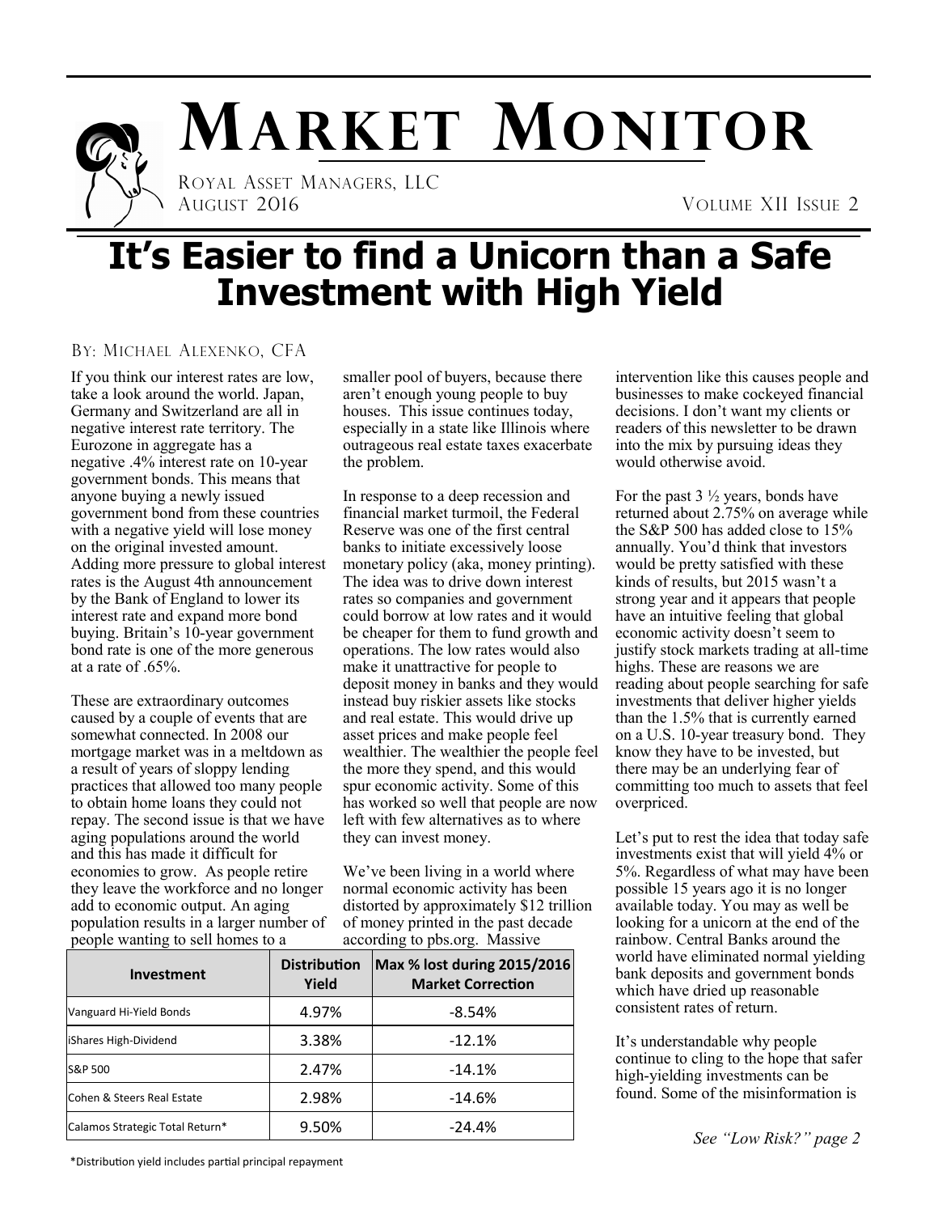# Market Monitor

Royal Asset Managers, LLC

August 2016

Volume XII Issue 2

## It's Easier to find a Unicorn than a Safe Investment with High Yield

By: Michael Alexenko, CFA

If you think our interest rates are low, take a look around the world. Japan, Germany and Switzerland are all in negative interest rate territory. The Eurozone in aggregate has a negative .4% interest rate on 10-year government bonds. This means that anyone buying a newly issued government bond from these countries with a negative yield will lose money on the original invested amount. Adding more pressure to global interest rates is the August 4th announcement by the Bank of England to lower its interest rate and expand more bond buying. Britain's 10-year government bond rate is one of the more generous at a rate of .65%.

These are extraordinary outcomes caused by a couple of events that are somewhat connected. In 2008 our mortgage market was in a meltdown as a result of years of sloppy lending practices that allowed too many people to obtain home loans they could not repay. The second issue is that we have aging populations around the world and this has made it difficult for economies to grow. As people retire they leave the workforce and no longer add to economic output. An aging population results in a larger number of people wanting to sell homes to a smaller pool of buyers, because there aren't enough young people to buy houses. This issue continues today, especially in a state like Illinois where outrageous real estate taxes exacerbate the problem.

In response to a deep recession and financial market turmoil, the Federal Reserve was one of the first central banks to initiate excessively loose monetary policy (aka, money printing). The idea was to drive down interest rates so companies and government could borrow at low rates and it would be cheaper for them to fund growth and operations. The low rates would also make it unattractive for people to deposit money in banks and they would instead buy riskier assets like stocks and real estate. This would drive up asset prices and make people feel wealthier. The wealthier the people feel the more they spend, and this would spur economic activity. Some of this has worked so well that people are now left with few alternatives as to where they can invest money.

We've been living in a world where normal economic activity has been distorted by approximately $12 trillion of money printed in the past decade according to pbs.org. Massive intervention like this causes people and businesses to make cockeyed financial decisions. I don't want my clients or readers of this newsletter to be drawn into the mix by pursuing ideas they would otherwise avoid.

For the past 3 ½ years, bonds have returned about 2.75% on average while the S&P 500 has added close to 15% annually. You'd think that investors would be pretty satisfied with these kinds of results, but 2015 wasn't a strong year and it appears that people have an intuitive feeling that global economic activity doesn't seem to justify stock markets trading at all-time highs. These are reasons we are reading about people searching for safe investments that deliver higher yields than the 1.5% that is currently earned on a U.S. 10-year treasury bond. They know they have to be invested, but there may be an underlying fear of committing too much to assets that feel overpriced.

Let's put to rest the idea that today safe investments exist that will yield 4% or 5%. Regardless of what may have been possible 15 years ago it is no longer available today. You may as well be looking for a unicorn at the end of the rainbow. Central Banks around the world have eliminated normal yielding bank deposits and government bonds which have dried up reasonable consistent rates of return.

It's understandable why people continue to cling to the hope that safer high-yielding investments can be found. Some of the misinformation is

*See "Low Risk?" page 2*

| Investment | Distribution Yield | Max % lost during 2015/2016 Market Correction |
|---|---|---|
| Vanguard Hi-Yield Bonds | 4.97% | -8.54% |
| iShares High-Dividend | 3.38% | -12.1% |
| S&P 500 | 2.47% | -14.1% |
| Cohen & Steers Real Estate | 2.98% | -14.6% |
| Calamos Strategic Total Return* | 9.50% | -24.4% |

*Distribution yield includes partial principal repayment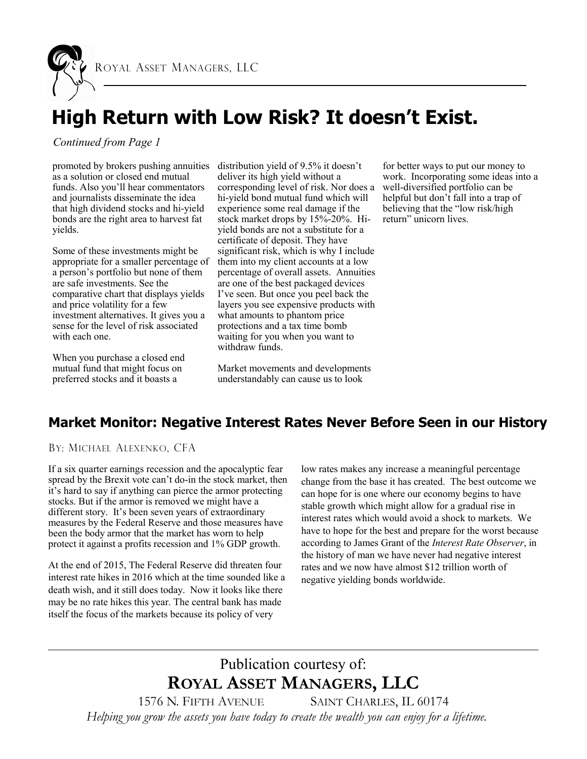# High Return with Low Risk? It doesn't Exist.

*Continued from Page 1*

promoted by brokers pushing annuities as a solution or closed end mutual funds. Also you'll hear commentators and journalists disseminate the idea that high dividend stocks and hi-yield bonds are the right area to harvest fat yields.

Some of these investments might be appropriate for a smaller percentage of a person's portfolio but none of them are safe investments. See the comparative chart that displays yields and price volatility for a few investment alternatives. It gives you a sense for the level of risk associated with each one.

When you purchase a closed end mutual fund that might focus on preferred stocks and it boasts a distribution yield of 9.5% it doesn't deliver its high yield without a corresponding level of risk. Nor does a hi-yield bond mutual fund which will experience some real damage if the stock market drops by 15%-20%. Hi-yield bonds are not a substitute for a certificate of deposit. They have significant risk, which is why I include them into my client accounts at a low percentage of overall assets. Annuities are one of the best packaged devices I've seen. But once you peel back the layers you see expensive products with what amounts to phantom price protections and a tax time bomb waiting for you when you want to withdraw funds.

Market movements and developments understandably can cause us to look for better ways to put our money to work. Incorporating some ideas into a well-diversified portfolio can be helpful but don't fall into a trap of believing that the "low risk/high return" unicorn lives.

## Market Monitor: Negative Interest Rates Never Before Seen in our History

By: Michael Alexenko, CFA

If a six quarter earnings recession and the apocalyptic fear spread by the Brexit vote can't do-in the stock market, then it's hard to say if anything can pierce the armor protecting stocks. But if the armor is removed we might have a different story. It's been seven years of extraordinary measures by the Federal Reserve and those measures have been the body armor that the market has worn to help protect it against a profits recession and 1% GDP growth.

At the end of 2015, The Federal Reserve did threaten four interest rate hikes in 2016 which at the time sounded like a death wish, and it still does today. Now it looks like there may be no rate hikes this year. The central bank has made itself the focus of the markets because its policy of very low rates makes any increase a meaningful percentage change from the base it has created. The best outcome we can hope for is one where our economy begins to have stable growth which might allow for a gradual rise in interest rates which would avoid a shock to markets. We have to hope for the best and prepare for the worst because according to James Grant of the *Interest Rate Observer*, in the history of man we have never had negative interest rates and we now have almost $12 trillion worth of negative yielding bonds worldwide.

---

Publication courtesy of:

**Royal Asset Managers, LLC**

1576 N. Fifth Avenue    Saint Charles, IL 60174

*Helping you grow the assets you have today to create the wealth you can enjoy for a lifetime.*